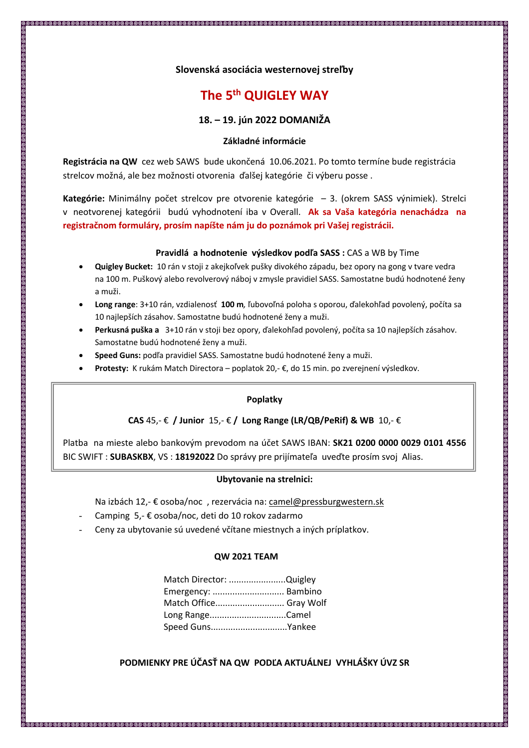**Slovenská asociácia westernovej streľby**

# The 5th QUIGLEY WAY

## 18. – 19. jún 2022 DOMANIŽA

**Základné informácie**

**Registrácia na QW** cez web SAWS bude ukončená 10.06.2021. Po tomto termíne bude registrácia strelcov možná, ale bez možnosti otvorenia ďalšej kategórie či výberu posse .

**Kategórie:** Minimálny počet strelcov pre otvorenie kategórie – 3. (okrem SASS výnimiek). Strelci v neotvorenej kategórii budú vyhodnotení iba v Overall. **Ak sa Vaša kategória nenachádza na registračnom formulári, prosím napíšte nám ju do poznámok pri Vašej registrácii.**

**Pravidlá a hodnotenie výsledkov podľa SASS :** CAS a WB by Time

- **Quigley Bucket:** 10 rán v stoji z akejkoľvek pušky divokého západu, bez opory na gong v tvare vedra na 100 m. Puškový alebo revolverový náboj v zmysle pravidiel SASS. Samostatne budú hodnotené ženy a muži.
- **Long range**: 3+10 rán, vzdialenosť **100 m**, ľubovoľná poloha s oporou, ďalekohľad povolený, počíta sa 10 najlepších zásahov. Samostatne budú hodnotené ženy a muži.
- **Perkusná puška a** 3+10 rán v stoji bez opory, ďalekohľad povolený, počíta sa 10 najlepších zásahov. Samostatne budú hodnotené ženy a muži.
- **Speed Guns:** podľa pravidiel SASS. Samostatne budú hodnotené ženy a muži.
- **Protesty:** K rukám Match Directora – poplatok 20,- €, do 15 min. po zverejnení výsledkov.

**Poplatky**

**CAS** 45,- € **/ Junior** 15,- € **/ Long Range (LR/QB/PeRif) & WB** 10,- €

Platba na mieste alebo bankovým prevodom na účet SAWS IBAN: **SK21 0200 0000 0029 0101 4556** BIC SWIFT : **SUBASKBX**, VS : **18192022** Do správy pre prijímateľa uveďte prosím svoj Alias.

**Ubytovanie na strelnici:**

Na izbách 12,- € osoba/noc , rezervácia na: camel@pressburgwestern.sk

- Camping 5,- € osoba/noc, deti do 10 rokov zadarmo
- Ceny za ubytovanie sú uvedené včítane miestnych a iných príplatkov.

**QW 2021 TEAM**

Match Director: .......................Quigley
Emergency: ............................ Bambino
Match Office........................... Gray Wolf
Long Range..............................Camel
Speed Guns..............................Yankee

**PODMIENKY PRE ÚČASŤ NA QW PODĽA AKTUÁLNEJ VYHLÁŠKY ÚVZ SR**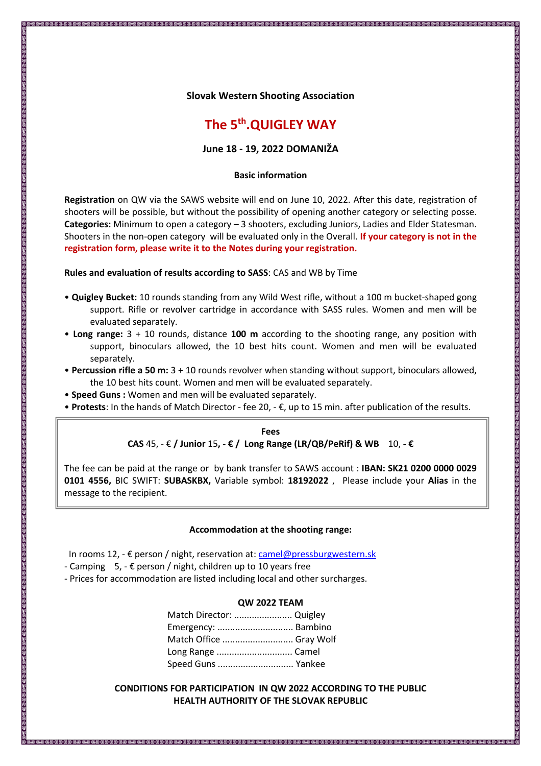**Slovak Western Shooting Association**

# The 5th.QUIGLEY WAY

**June 18 - 19, 2022 DOMANIŽA**

**Basic information**

**Registration** on QW via the SAWS website will end on June 10, 2022. After this date, registration of shooters will be possible, but without the possibility of opening another category or selecting posse. **Categories:** Minimum to open a category – 3 shooters, excluding Juniors, Ladies and Elder Statesman. Shooters in the non-open category will be evaluated only in the Overall. **If your category is not in the registration form, please write it to the Notes during your registration.**

**Rules and evaluation of results according to SASS**: CAS and WB by Time

- **Quigley Bucket:** 10 rounds standing from any Wild West rifle, without a 100 m bucket-shaped gong support. Rifle or revolver cartridge in accordance with SASS rules. Women and men will be evaluated separately.
- **Long range:** 3 + 10 rounds, distance **100 m** according to the shooting range, any position with support, binoculars allowed, the 10 best hits count. Women and men will be evaluated separately.
- **Percussion rifle a 50 m:** 3 + 10 rounds revolver when standing without support, binoculars allowed, the 10 best hits count. Women and men will be evaluated separately.
- **Speed Guns :** Women and men will be evaluated separately.
- **Protests**: In the hands of Match Director - fee 20, - €, up to 15 min. after publication of the results.

**Fees**

**CAS** 45, - € **/ Junior** 15**, - € /  Long Range (LR/QB/PeRif) & WB**   10, **- €**

The fee can be paid at the range or by bank transfer to SAWS account : **IBAN: SK21 0200 0000 0029 0101 4556,** BIC SWIFT: **SUBASKBX,** Variable symbol: **18192022** , Please include your **Alias** in the message to the recipient.

**Accommodation at the shooting range:**

In rooms 12, - € person / night, reservation at: camel@pressburgwestern.sk
- Camping 5, - € person / night, children up to 10 years free
- Prices for accommodation are listed including local and other surcharges.

**QW 2022 TEAM**

Match Director: ....................... Quigley
Emergency: .............................. Bambino
Match Office ............................ Gray Wolf
Long Range .............................. Camel
Speed Guns .............................. Yankee

**CONDITIONS FOR PARTICIPATION IN QW 2022 ACCORDING TO THE PUBLIC HEALTH AUTHORITY OF THE SLOVAK REPUBLIC**